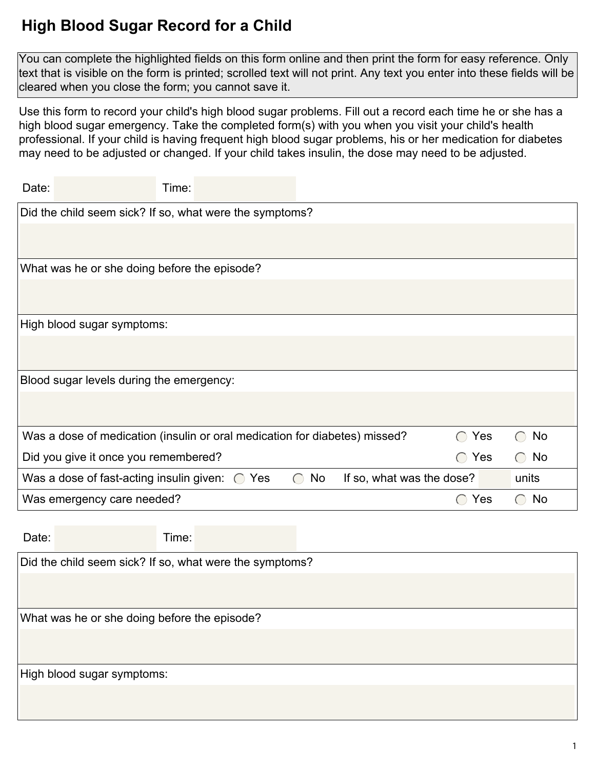# High Blood Sugar Record for a Child

You can complete the highlighted fields on this form online and then print the form for easy reference. Only text that is visible on the form is printed; scrolled text will not print. Any text you enter into these fields will be cleared when you close the form; you cannot save it.

Use this form to record your child's high blood sugar problems. Fill out a record each time he or she has a high blood sugar emergency. Take the completed form(s) with you when you visit your child's health professional. If your child is having frequent high blood sugar problems, his or her medication for diabetes may need to be adjusted or changed. If your child takes insulin, the dose may need to be adjusted.

Date: ______ Time: ______

Did the child seem sick? If so, what were the symptoms?

What was he or she doing before the episode?

High blood sugar symptoms:

Blood sugar levels during the emergency:

Was a dose of medication (insulin or oral medication for diabetes) missed? ◯ Yes ◯ No

Did you give it once you remembered? ◯ Yes ◯ No

Was a dose of fast-acting insulin given: ◯ Yes ◯ No If so, what was the dose? ______ units

Was emergency care needed? ◯ Yes ◯ No

Date: ______ Time: ______

Did the child seem sick? If so, what were the symptoms?

What was he or she doing before the episode?

High blood sugar symptoms: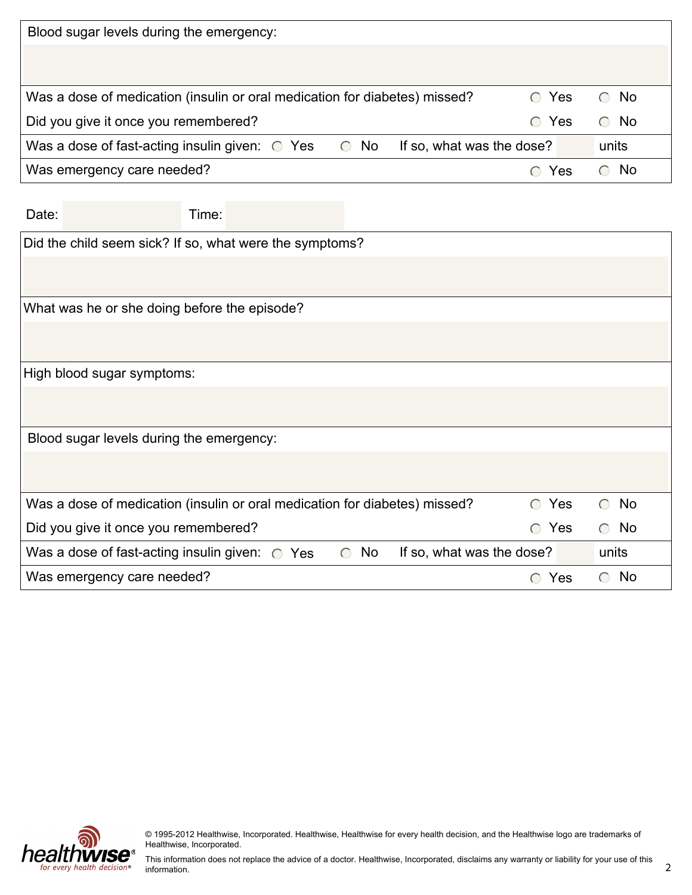Blood sugar levels during the emergency:

| | | |
|---|---|---|
| Was a dose of medication (insulin or oral medication for diabetes) missed? | ◯ Yes | ◯ No |
| Did you give it once you remembered? | ◯ Yes | ◯ No |
| Was a dose of fast-acting insulin given: ◯ Yes ◯ No If so, what was the dose? ____ units | | |
| Was emergency care needed? | ◯ Yes | ◯ No |

Date: ____ Time: ____

Did the child seem sick? If so, what were the symptoms?

What was he or she doing before the episode?

High blood sugar symptoms:

Blood sugar levels during the emergency:

| | | |
|---|---|---|
| Was a dose of medication (insulin or oral medication for diabetes) missed? | ◯ Yes | ◯ No |
| Did you give it once you remembered? | ◯ Yes | ◯ No |
| Was a dose of fast-acting insulin given: ◯ Yes ◯ No If so, what was the dose? ____ units | | |
| Was emergency care needed? | ◯ Yes | ◯ No |

© 1995-2012 Healthwise, Incorporated. Healthwise, Healthwise for every health decision, and the Healthwise logo are trademarks of Healthwise, Incorporated.

This information does not replace the advice of a doctor. Healthwise, Incorporated, disclaims any warranty or liability for your use of this information.